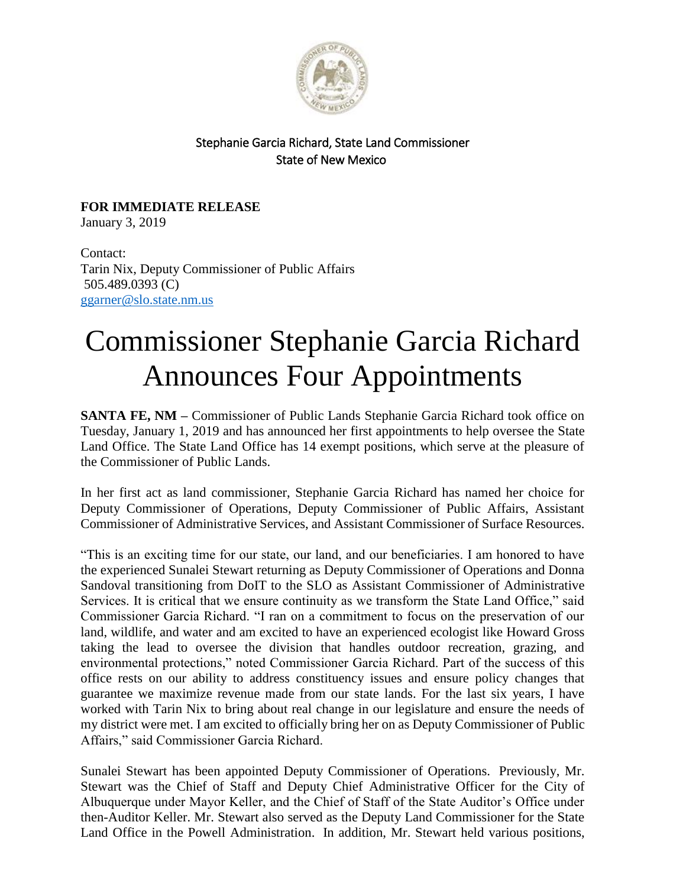Stephanie Garcia Richard, State Land Commissioner
State of New Mexico

**FOR IMMEDIATE RELEASE**
January 3, 2019

Contact:
Tarin Nix, Deputy Commissioner of Public Affairs
505.489.0393 (C)
ggarner@slo.state.nm.us

# Commissioner Stephanie Garcia Richard Announces Four Appointments

**SANTA FE, NM –** Commissioner of Public Lands Stephanie Garcia Richard took office on Tuesday, January 1, 2019 and has announced her first appointments to help oversee the State Land Office. The State Land Office has 14 exempt positions, which serve at the pleasure of the Commissioner of Public Lands.

In her first act as land commissioner, Stephanie Garcia Richard has named her choice for Deputy Commissioner of Operations, Deputy Commissioner of Public Affairs, Assistant Commissioner of Administrative Services, and Assistant Commissioner of Surface Resources.

"This is an exciting time for our state, our land, and our beneficiaries. I am honored to have the experienced Sunalei Stewart returning as Deputy Commissioner of Operations and Donna Sandoval transitioning from DoIT to the SLO as Assistant Commissioner of Administrative Services. It is critical that we ensure continuity as we transform the State Land Office," said Commissioner Garcia Richard. "I ran on a commitment to focus on the preservation of our land, wildlife, and water and am excited to have an experienced ecologist like Howard Gross taking the lead to oversee the division that handles outdoor recreation, grazing, and environmental protections," noted Commissioner Garcia Richard. Part of the success of this office rests on our ability to address constituency issues and ensure policy changes that guarantee we maximize revenue made from our state lands. For the last six years, I have worked with Tarin Nix to bring about real change in our legislature and ensure the needs of my district were met. I am excited to officially bring her on as Deputy Commissioner of Public Affairs," said Commissioner Garcia Richard.

Sunalei Stewart has been appointed Deputy Commissioner of Operations. Previously, Mr. Stewart was the Chief of Staff and Deputy Chief Administrative Officer for the City of Albuquerque under Mayor Keller, and the Chief of Staff of the State Auditor's Office under then-Auditor Keller. Mr. Stewart also served as the Deputy Land Commissioner for the State Land Office in the Powell Administration. In addition, Mr. Stewart held various positions,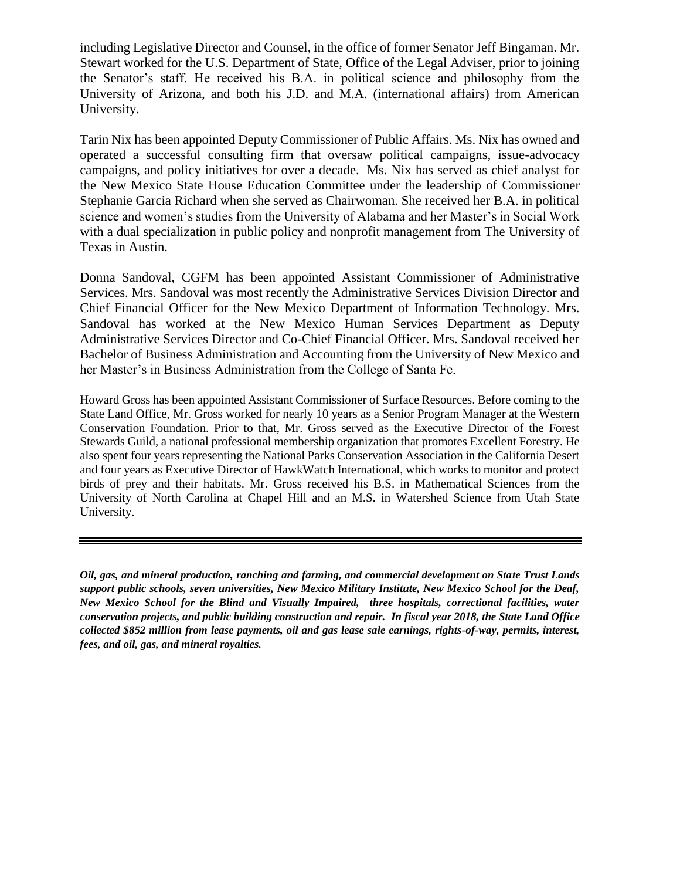including Legislative Director and Counsel, in the office of former Senator Jeff Bingaman. Mr. Stewart worked for the U.S. Department of State, Office of the Legal Adviser, prior to joining the Senator's staff. He received his B.A. in political science and philosophy from the University of Arizona, and both his J.D. and M.A. (international affairs) from American University.

Tarin Nix has been appointed Deputy Commissioner of Public Affairs. Ms. Nix has owned and operated a successful consulting firm that oversaw political campaigns, issue-advocacy campaigns, and policy initiatives for over a decade. Ms. Nix has served as chief analyst for the New Mexico State House Education Committee under the leadership of Commissioner Stephanie Garcia Richard when she served as Chairwoman. She received her B.A. in political science and women's studies from the University of Alabama and her Master's in Social Work with a dual specialization in public policy and nonprofit management from The University of Texas in Austin.

Donna Sandoval, CGFM has been appointed Assistant Commissioner of Administrative Services. Mrs. Sandoval was most recently the Administrative Services Division Director and Chief Financial Officer for the New Mexico Department of Information Technology. Mrs. Sandoval has worked at the New Mexico Human Services Department as Deputy Administrative Services Director and Co-Chief Financial Officer. Mrs. Sandoval received her Bachelor of Business Administration and Accounting from the University of New Mexico and her Master's in Business Administration from the College of Santa Fe.

Howard Gross has been appointed Assistant Commissioner of Surface Resources. Before coming to the State Land Office, Mr. Gross worked for nearly 10 years as a Senior Program Manager at the Western Conservation Foundation. Prior to that, Mr. Gross served as the Executive Director of the Forest Stewards Guild, a national professional membership organization that promotes Excellent Forestry. He also spent four years representing the National Parks Conservation Association in the California Desert and four years as Executive Director of HawkWatch International, which works to monitor and protect birds of prey and their habitats. Mr. Gross received his B.S. in Mathematical Sciences from the University of North Carolina at Chapel Hill and an M.S. in Watershed Science from Utah State University.

---

***Oil, gas, and mineral production, ranching and farming, and commercial development on State Trust Lands support public schools, seven universities, New Mexico Military Institute, New Mexico School for the Deaf, New Mexico School for the Blind and Visually Impaired, three hospitals, correctional facilities, water conservation projects, and public building construction and repair. In fiscal year 2018, the State Land Office collected $852 million from lease payments, oil and gas lease sale earnings, rights-of-way, permits, interest, fees, and oil, gas, and mineral royalties.***